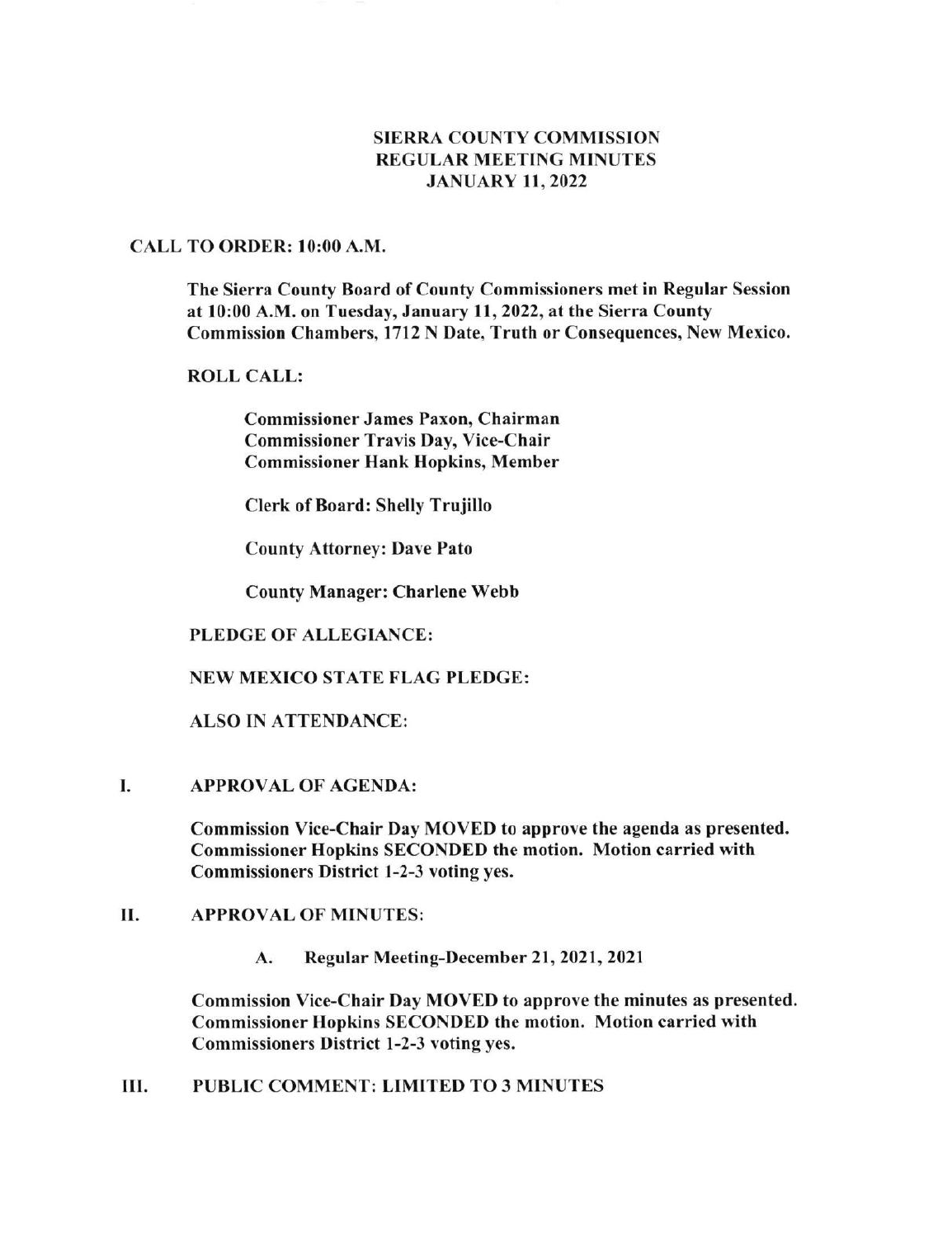# SIERRA COUNTY COMMISSION
# REGULAR MEETING MINUTES
# JANUARY 11, 2022

**CALL TO ORDER: 10:00 A.M.**

**The Sierra County Board of County Commissioners met in Regular Session at 10:00 A.M. on Tuesday, January 11, 2022, at the Sierra County Commission Chambers, 1712 N Date, Truth or Consequences, New Mexico.**

**ROLL CALL:**

**Commissioner James Paxon, Chairman**
**Commissioner Travis Day, Vice-Chair**
**Commissioner Hank Hopkins, Member**

**Clerk of Board: Shelly Trujillo**

**County Attorney: Dave Pato**

**County Manager: Charlene Webb**

**PLEDGE OF ALLEGIANCE:**

**NEW MEXICO STATE FLAG PLEDGE:**

**ALSO IN ATTENDANCE:**

## I. APPROVAL OF AGENDA:

**Commission Vice-Chair Day MOVED to approve the agenda as presented. Commissioner Hopkins SECONDED the motion. Motion carried with Commissioners District 1-2-3 voting yes.**

## II. APPROVAL OF MINUTES:

**A. Regular Meeting-December 21, 2021, 2021**

**Commission Vice-Chair Day MOVED to approve the minutes as presented. Commissioner Hopkins SECONDED the motion. Motion carried with Commissioners District 1-2-3 voting yes.**

## III. PUBLIC COMMENT: LIMITED TO 3 MINUTES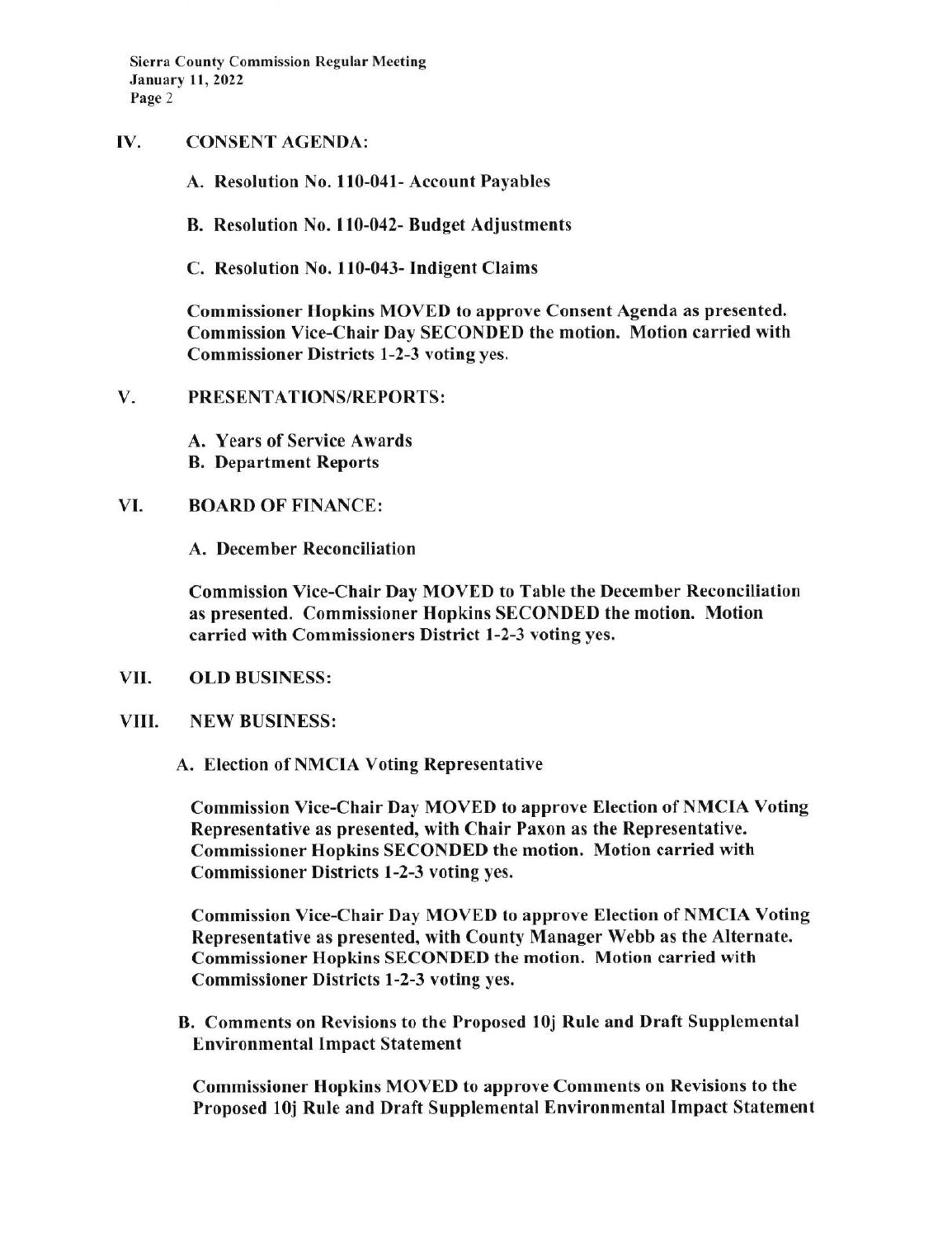## IV. CONSENT AGENDA:

**A. Resolution No. 110-041- Account Payables**

**B. Resolution No. 110-042- Budget Adjustments**

**C. Resolution No. 110-043- Indigent Claims**

**Commissioner Hopkins MOVED to approve Consent Agenda as presented. Commission Vice-Chair Day SECONDED the motion. Motion carried with Commissioner Districts 1-2-3 voting yes.**

## V. PRESENTATIONS/REPORTS:

**A. Years of Service Awards**
**B. Department Reports**

## VI. BOARD OF FINANCE:

**A. December Reconciliation**

**Commission Vice-Chair Day MOVED to Table the December Reconciliation as presented. Commissioner Hopkins SECONDED the motion. Motion carried with Commissioners District 1-2-3 voting yes.**

## VII. OLD BUSINESS:

## VIII. NEW BUSINESS:

**A. Election of NMCIA Voting Representative**

**Commission Vice-Chair Day MOVED to approve Election of NMCIA Voting Representative as presented, with Chair Paxon as the Representative. Commissioner Hopkins SECONDED the motion. Motion carried with Commissioner Districts 1-2-3 voting yes.**

**Commission Vice-Chair Day MOVED to approve Election of NMCIA Voting Representative as presented, with County Manager Webb as the Alternate. Commissioner Hopkins SECONDED the motion. Motion carried with Commissioner Districts 1-2-3 voting yes.**

**B. Comments on Revisions to the Proposed 10j Rule and Draft Supplemental Environmental Impact Statement**

**Commissioner Hopkins MOVED to approve Comments on Revisions to the Proposed 10j Rule and Draft Supplemental Environmental Impact Statement**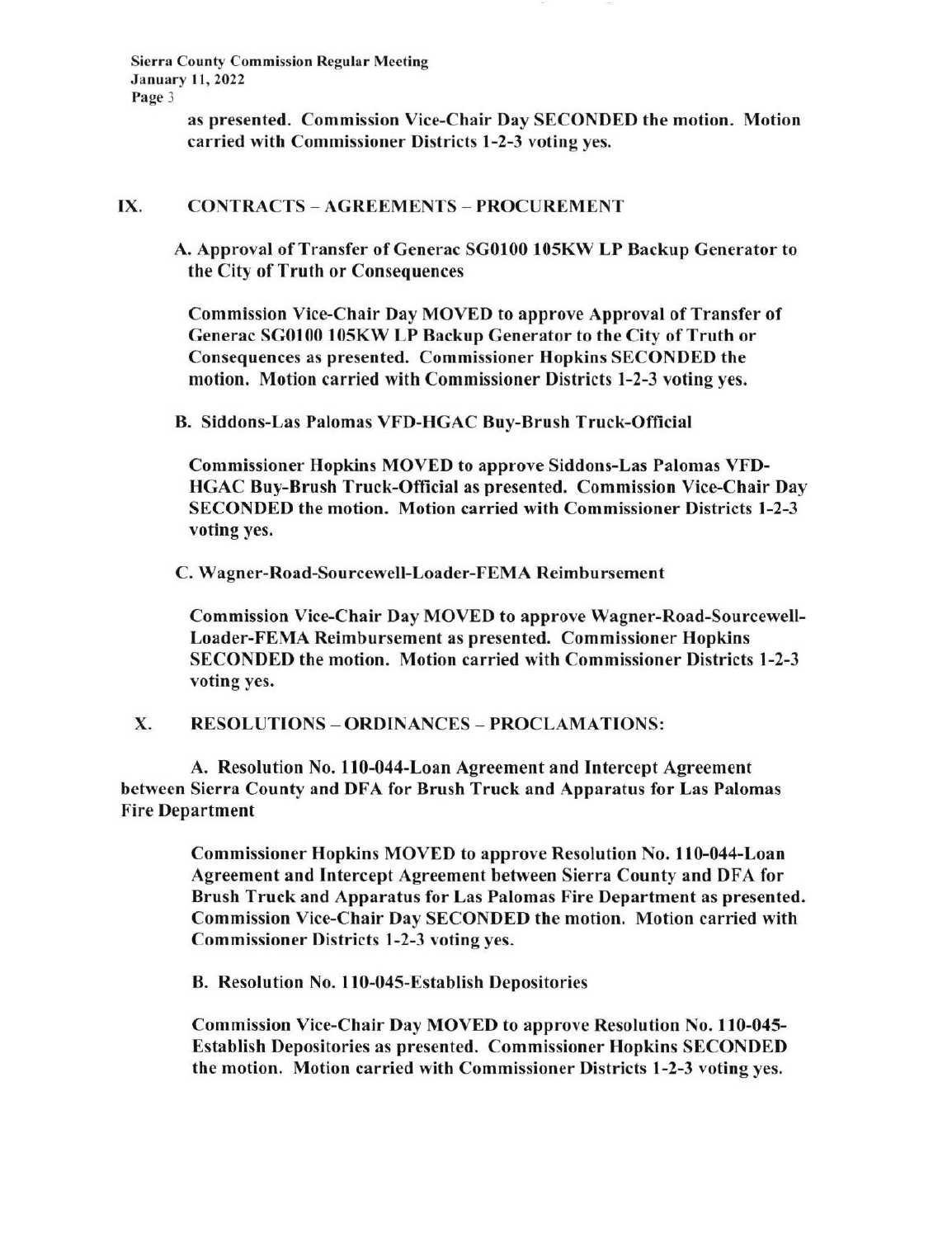as presented. Commission Vice-Chair Day SECONDED the motion. Motion carried with Commissioner Districts 1-2-3 voting yes.

## IX. CONTRACTS – AGREEMENTS – PROCUREMENT

**A. Approval of Transfer of Generac SG0100 105KW LP Backup Generator to the City of Truth or Consequences**

**Commission Vice-Chair Day MOVED to approve Approval of Transfer of Generac SG0100 105KW LP Backup Generator to the City of Truth or Consequences as presented. Commissioner Hopkins SECONDED the motion. Motion carried with Commissioner Districts 1-2-3 voting yes.**

**B. Siddons-Las Palomas VFD-HGAC Buy-Brush Truck-Official**

**Commissioner Hopkins MOVED to approve Siddons-Las Palomas VFD-HGAC Buy-Brush Truck-Official as presented. Commission Vice-Chair Day SECONDED the motion. Motion carried with Commissioner Districts 1-2-3 voting yes.**

**C. Wagner-Road-Sourcewell-Loader-FEMA Reimbursement**

**Commission Vice-Chair Day MOVED to approve Wagner-Road-Sourcewell-Loader-FEMA Reimbursement as presented. Commissioner Hopkins SECONDED the motion. Motion carried with Commissioner Districts 1-2-3 voting yes.**

## X. RESOLUTIONS – ORDINANCES – PROCLAMATIONS:

**A. Resolution No. 110-044-Loan Agreement and Intercept Agreement between Sierra County and DFA for Brush Truck and Apparatus for Las Palomas Fire Department**

**Commissioner Hopkins MOVED to approve Resolution No. 110-044-Loan Agreement and Intercept Agreement between Sierra County and DFA for Brush Truck and Apparatus for Las Palomas Fire Department as presented. Commission Vice-Chair Day SECONDED the motion. Motion carried with Commissioner Districts 1-2-3 voting yes.**

**B. Resolution No. 110-045-Establish Depositories**

**Commission Vice-Chair Day MOVED to approve Resolution No. 110-045-Establish Depositories as presented. Commissioner Hopkins SECONDED the motion. Motion carried with Commissioner Districts 1-2-3 voting yes.**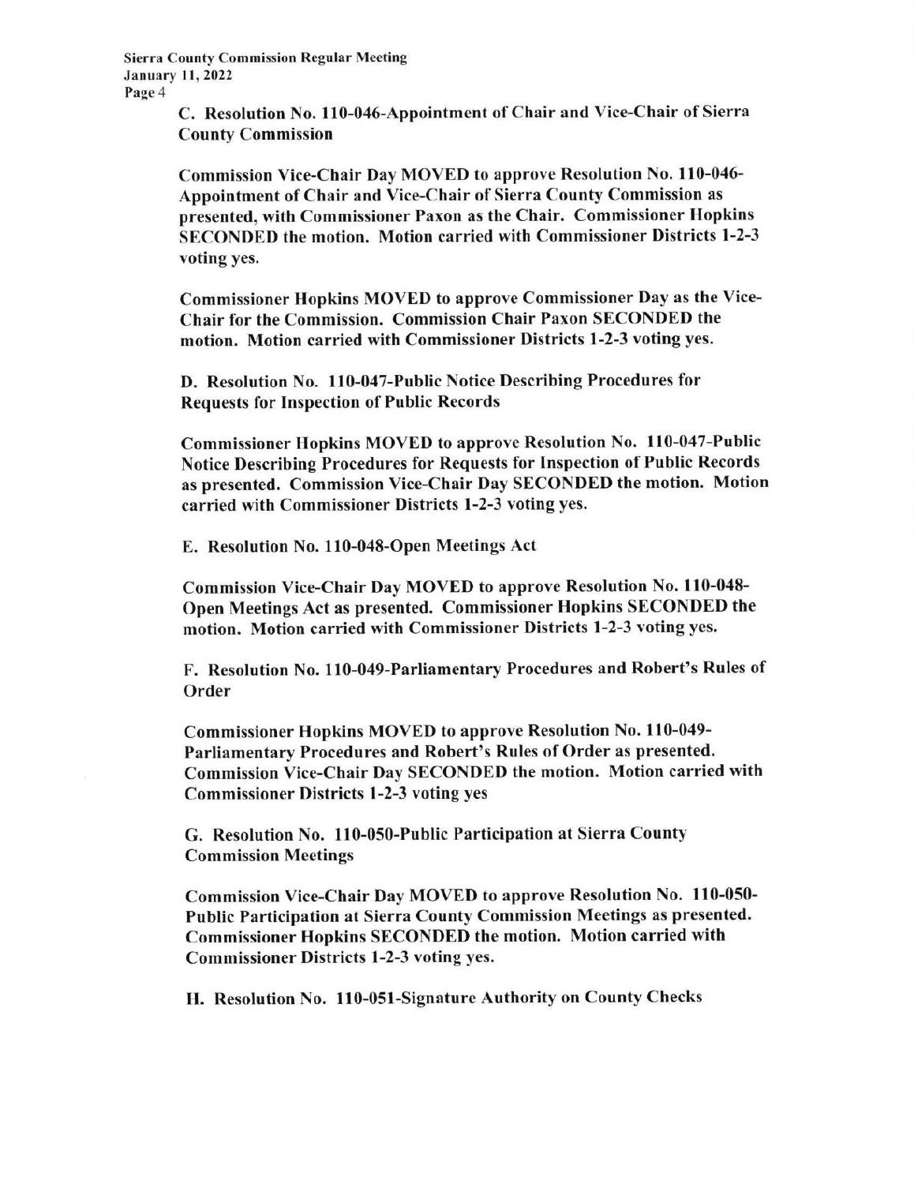**C. Resolution No. 110-046-Appointment of Chair and Vice-Chair of Sierra County Commission**

**Commission Vice-Chair Day MOVED to approve Resolution No. 110-046-Appointment of Chair and Vice-Chair of Sierra County Commission as presented, with Commissioner Paxon as the Chair. Commissioner Hopkins SECONDED the motion. Motion carried with Commissioner Districts 1-2-3 voting yes.**

**Commissioner Hopkins MOVED to approve Commissioner Day as the Vice-Chair for the Commission. Commission Chair Paxon SECONDED the motion. Motion carried with Commissioner Districts 1-2-3 voting yes.**

**D. Resolution No. 110-047-Public Notice Describing Procedures for Requests for Inspection of Public Records**

**Commissioner Hopkins MOVED to approve Resolution No. 110-047-Public Notice Describing Procedures for Requests for Inspection of Public Records as presented. Commission Vice-Chair Day SECONDED the motion. Motion carried with Commissioner Districts 1-2-3 voting yes.**

**E. Resolution No. 110-048-Open Meetings Act**

**Commission Vice-Chair Day MOVED to approve Resolution No. 110-048-Open Meetings Act as presented. Commissioner Hopkins SECONDED the motion. Motion carried with Commissioner Districts 1-2-3 voting yes.**

**F. Resolution No. 110-049-Parliamentary Procedures and Robert's Rules of Order**

**Commissioner Hopkins MOVED to approve Resolution No. 110-049-Parliamentary Procedures and Robert's Rules of Order as presented. Commission Vice-Chair Day SECONDED the motion. Motion carried with Commissioner Districts 1-2-3 voting yes**

**G. Resolution No. 110-050-Public Participation at Sierra County Commission Meetings**

**Commission Vice-Chair Day MOVED to approve Resolution No. 110-050-Public Participation at Sierra County Commission Meetings as presented. Commissioner Hopkins SECONDED the motion. Motion carried with Commissioner Districts 1-2-3 voting yes.**

**H. Resolution No. 110-051-Signature Authority on County Checks**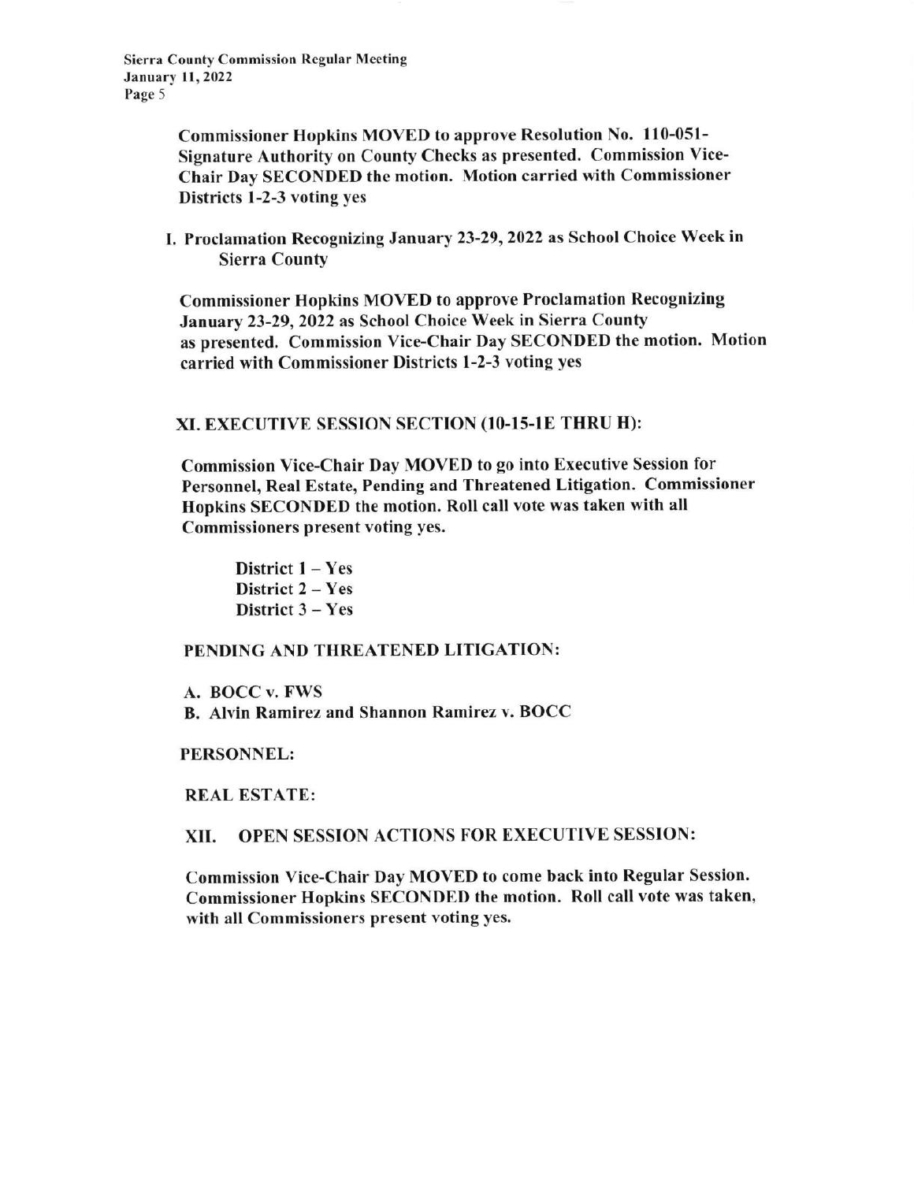**Commissioner Hopkins MOVED to approve Resolution No. 110-051-Signature Authority on County Checks as presented. Commission Vice-Chair Day SECONDED the motion. Motion carried with Commissioner Districts 1-2-3 voting yes**

**I. Proclamation Recognizing January 23-29, 2022 as School Choice Week in Sierra County**

**Commissioner Hopkins MOVED to approve Proclamation Recognizing January 23-29, 2022 as School Choice Week in Sierra County as presented. Commission Vice-Chair Day SECONDED the motion. Motion carried with Commissioner Districts 1-2-3 voting yes**

## XI. EXECUTIVE SESSION SECTION (10-15-1E THRU H):

**Commission Vice-Chair Day MOVED to go into Executive Session for Personnel, Real Estate, Pending and Threatened Litigation. Commissioner Hopkins SECONDED the motion. Roll call vote was taken with all Commissioners present voting yes.**

**District 1 – Yes**
**District 2 – Yes**
**District 3 – Yes**

**PENDING AND THREATENED LITIGATION:**

**A. BOCC v. FWS**
**B. Alvin Ramirez and Shannon Ramirez v. BOCC**

**PERSONNEL:**

**REAL ESTATE:**

## XII. OPEN SESSION ACTIONS FOR EXECUTIVE SESSION:

**Commission Vice-Chair Day MOVED to come back into Regular Session. Commissioner Hopkins SECONDED the motion. Roll call vote was taken, with all Commissioners present voting yes.**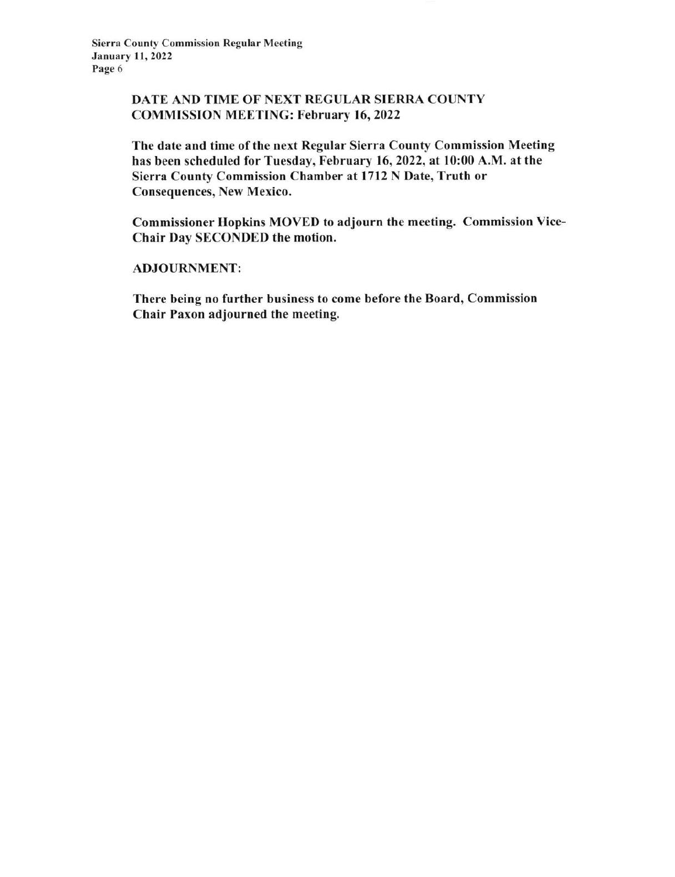## DATE AND TIME OF NEXT REGULAR SIERRA COUNTY COMMISSION MEETING: February 16, 2022

**The date and time of the next Regular Sierra County Commission Meeting has been scheduled for Tuesday, February 16, 2022, at 10:00 A.M. at the Sierra County Commission Chamber at 1712 N Date, Truth or Consequences, New Mexico.**

**Commissioner Hopkins MOVED to adjourn the meeting. Commission Vice-Chair Day SECONDED the motion.**

## ADJOURNMENT:

**There being no further business to come before the Board, Commission Chair Paxon adjourned the meeting.**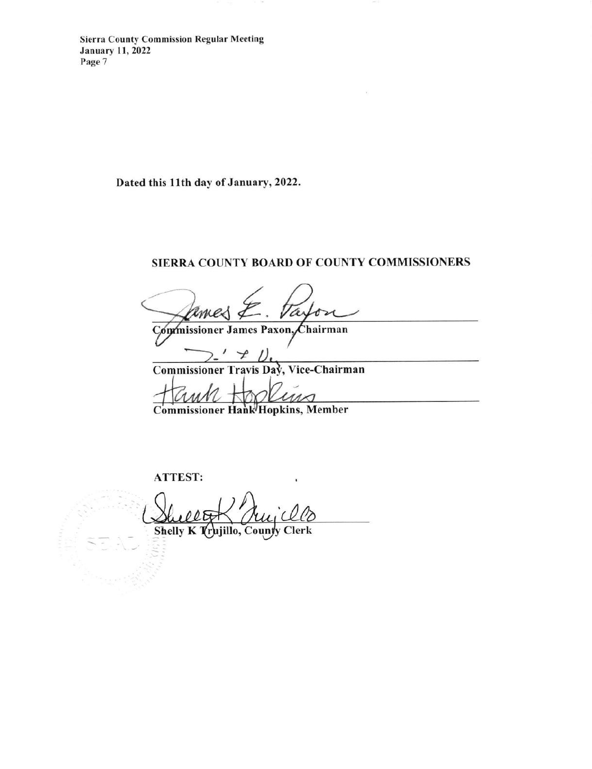Dated this 11th day of January, 2022.

**SIERRA COUNTY BOARD OF COUNTY COMMISSIONERS**

Commissioner James Paxon, Chairman

Commissioner Travis Day, Vice-Chairman

Commissioner Hank Hopkins, Member

ATTEST:

Shelly K Trujillo, County Clerk